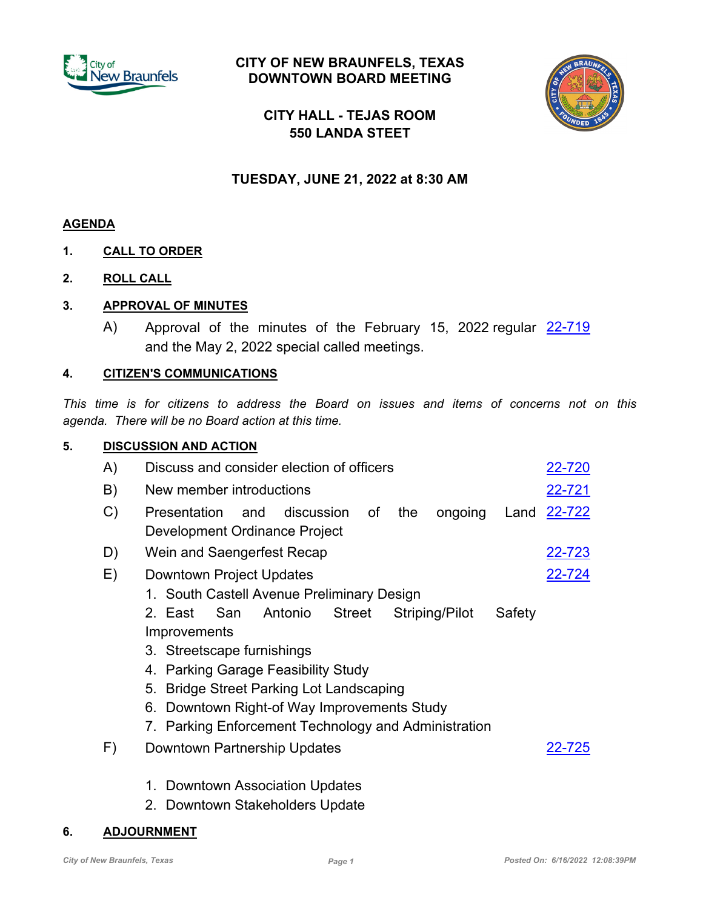# CITY OF NEW BRAUNFELS, TEXAS
# DOWNTOWN BOARD MEETING

## CITY HALL - TEJAS ROOM
## 550 LANDA STEET

## TUESDAY, JUNE 21, 2022 at 8:30 AM

**AGENDA**

**1. CALL TO ORDER**

**2. ROLL CALL**

**3. APPROVAL OF MINUTES**

A) Approval of the minutes of the February 15, 2022 regular and the May 2, 2022 special called meetings. 22-719

**4. CITIZEN'S COMMUNICATIONS**

*This time is for citizens to address the Board on issues and items of concerns not on this agenda. There will be no Board action at this time.*

**5. DISCUSSION AND ACTION**

A) Discuss and consider election of officers 22-720

B) New member introductions 22-721

C) Presentation and discussion of the ongoing Land Development Ordinance Project 22-722

D) Wein and Saengerfest Recap 22-723

E) Downtown Project Updates 22-724

1. South Castell Avenue Preliminary Design
2. East San Antonio Street Striping/Pilot Safety Improvements
3. Streetscape furnishings
4. Parking Garage Feasibility Study
5. Bridge Street Parking Lot Landscaping
6. Downtown Right-of Way Improvements Study
7. Parking Enforcement Technology and Administration

F) Downtown Partnership Updates 22-725

1. Downtown Association Updates
2. Downtown Stakeholders Update

**6. ADJOURNMENT**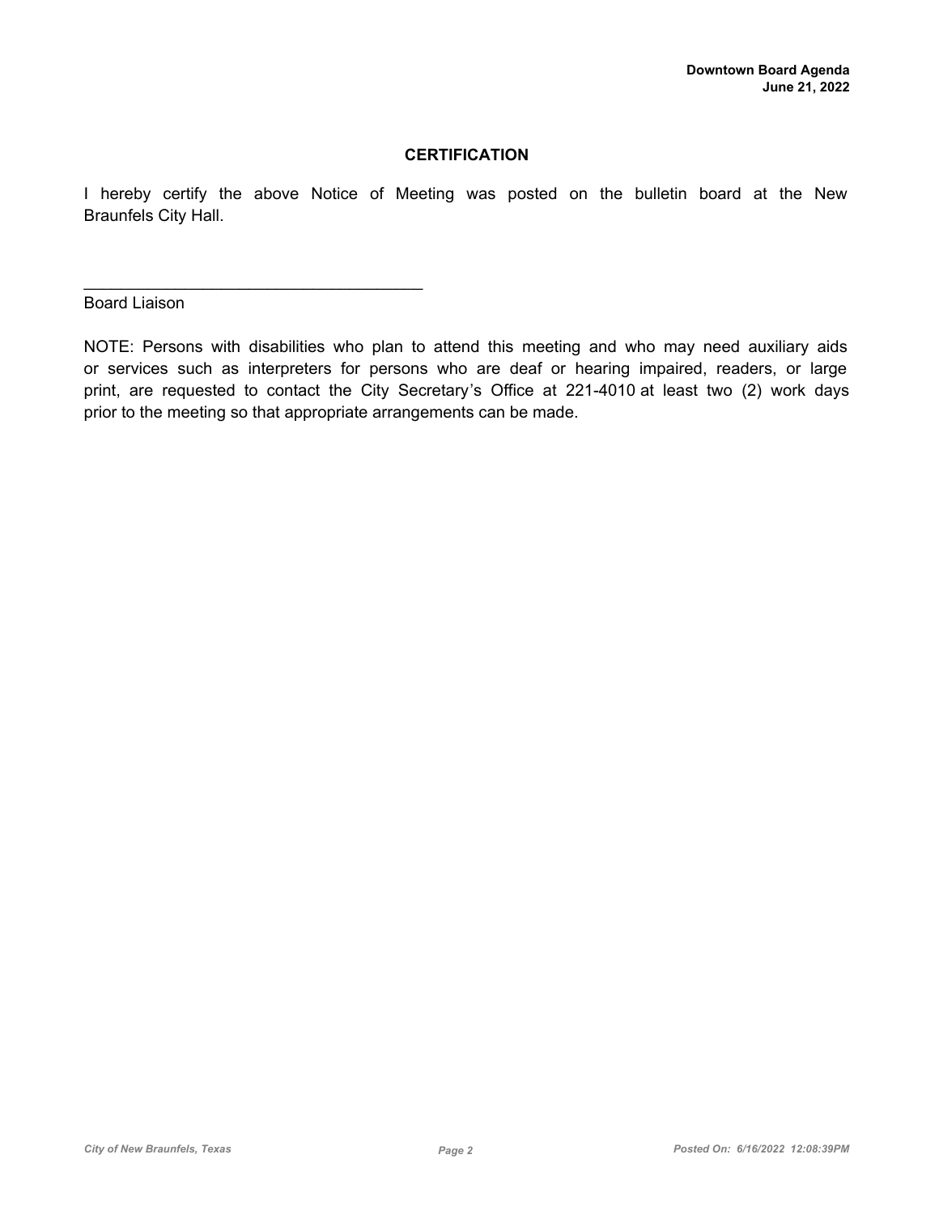## CERTIFICATION

I hereby certify the above Notice of Meeting was posted on the bulletin board at the New Braunfels City Hall.

______________________________________

Board Liaison

NOTE: Persons with disabilities who plan to attend this meeting and who may need auxiliary aids or services such as interpreters for persons who are deaf or hearing impaired, readers, or large print, are requested to contact the City Secretary's Office at 221-4010 at least two (2) work days prior to the meeting so that appropriate arrangements can be made.